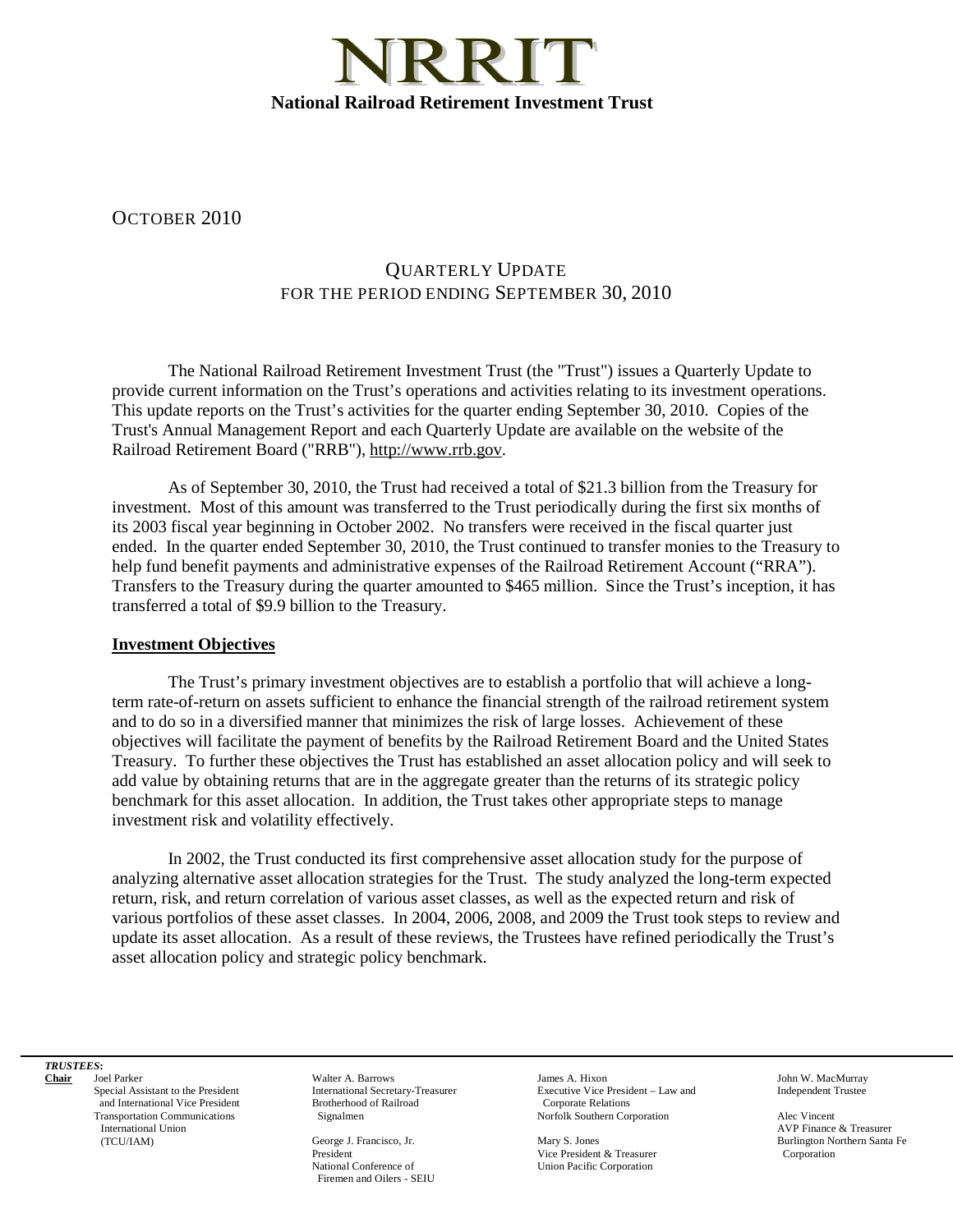# NRRIT

**National Railroad Retirement Investment Trust**

OCTOBER 2010

## QUARTERLY UPDATE
## FOR THE PERIOD ENDING SEPTEMBER 30, 2010

The National Railroad Retirement Investment Trust (the "Trust") issues a Quarterly Update to provide current information on the Trust's operations and activities relating to its investment operations. This update reports on the Trust's activities for the quarter ending September 30, 2010. Copies of the Trust's Annual Management Report and each Quarterly Update are available on the website of the Railroad Retirement Board ("RRB"), http://www.rrb.gov.

As of September 30, 2010, the Trust had received a total of $21.3 billion from the Treasury for investment. Most of this amount was transferred to the Trust periodically during the first six months of its 2003 fiscal year beginning in October 2002. No transfers were received in the fiscal quarter just ended. In the quarter ended September 30, 2010, the Trust continued to transfer monies to the Treasury to help fund benefit payments and administrative expenses of the Railroad Retirement Account ("RRA"). Transfers to the Treasury during the quarter amounted to $465 million. Since the Trust's inception, it has transferred a total of $9.9 billion to the Treasury.

### Investment Objectives

The Trust's primary investment objectives are to establish a portfolio that will achieve a long-term rate-of-return on assets sufficient to enhance the financial strength of the railroad retirement system and to do so in a diversified manner that minimizes the risk of large losses. Achievement of these objectives will facilitate the payment of benefits by the Railroad Retirement Board and the United States Treasury. To further these objectives the Trust has established an asset allocation policy and will seek to add value by obtaining returns that are in the aggregate greater than the returns of its strategic policy benchmark for this asset allocation. In addition, the Trust takes other appropriate steps to manage investment risk and volatility effectively.

In 2002, the Trust conducted its first comprehensive asset allocation study for the purpose of analyzing alternative asset allocation strategies for the Trust. The study analyzed the long-term expected return, risk, and return correlation of various asset classes, as well as the expected return and risk of various portfolios of these asset classes. In 2004, 2006, 2008, and 2009 the Trust took steps to review and update its asset allocation. As a result of these reviews, the Trustees have refined periodically the Trust's asset allocation policy and strategic policy benchmark.

***TRUSTEES:***

**Chair** Joel Parker, Special Assistant to the President and International Vice President, Transportation Communications International Union (TCU/IAM)

Walter A. Barrows, International Secretary-Treasurer, Brotherhood of Railroad Signalmen

George J. Francisco, Jr., President, National Conference of Firemen and Oilers - SEIU

James A. Hixon, Executive Vice President – Law and Corporate Relations, Norfolk Southern Corporation

Mary S. Jones, Vice President & Treasurer, Union Pacific Corporation

John W. MacMurray, Independent Trustee

Alec Vincent, AVP Finance & Treasurer, Burlington Northern Santa Fe Corporation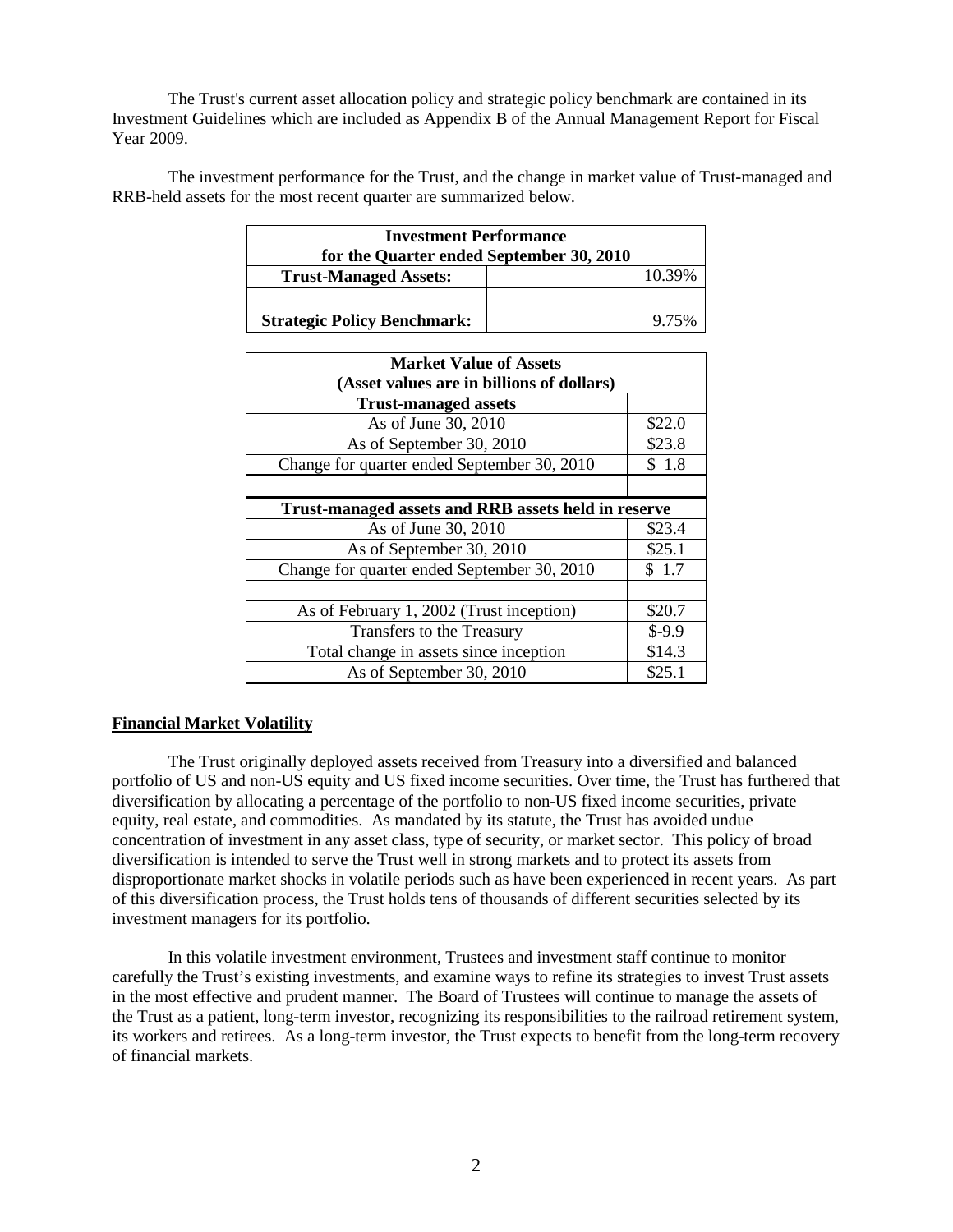The Trust's current asset allocation policy and strategic policy benchmark are contained in its Investment Guidelines which are included as Appendix B of the Annual Management Report for Fiscal Year 2009.

The investment performance for the Trust, and the change in market value of Trust-managed and RRB-held assets for the most recent quarter are summarized below.

| Investment Performance for the Quarter ended September 30, 2010 | |
|---|---|
| **Trust-Managed Assets:** | 10.39% |
| | |
| **Strategic Policy Benchmark:** | 9.75% |

| Market Value of Assets (Asset values are in billions of dollars) | |
|---|---|
| **Trust-managed assets** | |
| As of June 30, 2010 | $22.0 |
| As of September 30, 2010 | $23.8 |
| Change for quarter ended September 30, 2010 | $ 1.8 |
| | |
| **Trust-managed assets and RRB assets held in reserve** | |
| As of June 30, 2010 | $23.4 |
| As of September 30, 2010 | $25.1 |
| Change for quarter ended September 30, 2010 | $ 1.7 |
| | |
| As of February 1, 2002 (Trust inception) | $20.7 |
| Transfers to the Treasury | $-9.9 |
| Total change in assets since inception | $14.3 |
| As of September 30, 2010 | $25.1 |

## Financial Market Volatility

The Trust originally deployed assets received from Treasury into a diversified and balanced portfolio of US and non-US equity and US fixed income securities. Over time, the Trust has furthered that diversification by allocating a percentage of the portfolio to non-US fixed income securities, private equity, real estate, and commodities. As mandated by its statute, the Trust has avoided undue concentration of investment in any asset class, type of security, or market sector. This policy of broad diversification is intended to serve the Trust well in strong markets and to protect its assets from disproportionate market shocks in volatile periods such as have been experienced in recent years. As part of this diversification process, the Trust holds tens of thousands of different securities selected by its investment managers for its portfolio.

In this volatile investment environment, Trustees and investment staff continue to monitor carefully the Trust's existing investments, and examine ways to refine its strategies to invest Trust assets in the most effective and prudent manner. The Board of Trustees will continue to manage the assets of the Trust as a patient, long-term investor, recognizing its responsibilities to the railroad retirement system, its workers and retirees. As a long-term investor, the Trust expects to benefit from the long-term recovery of financial markets.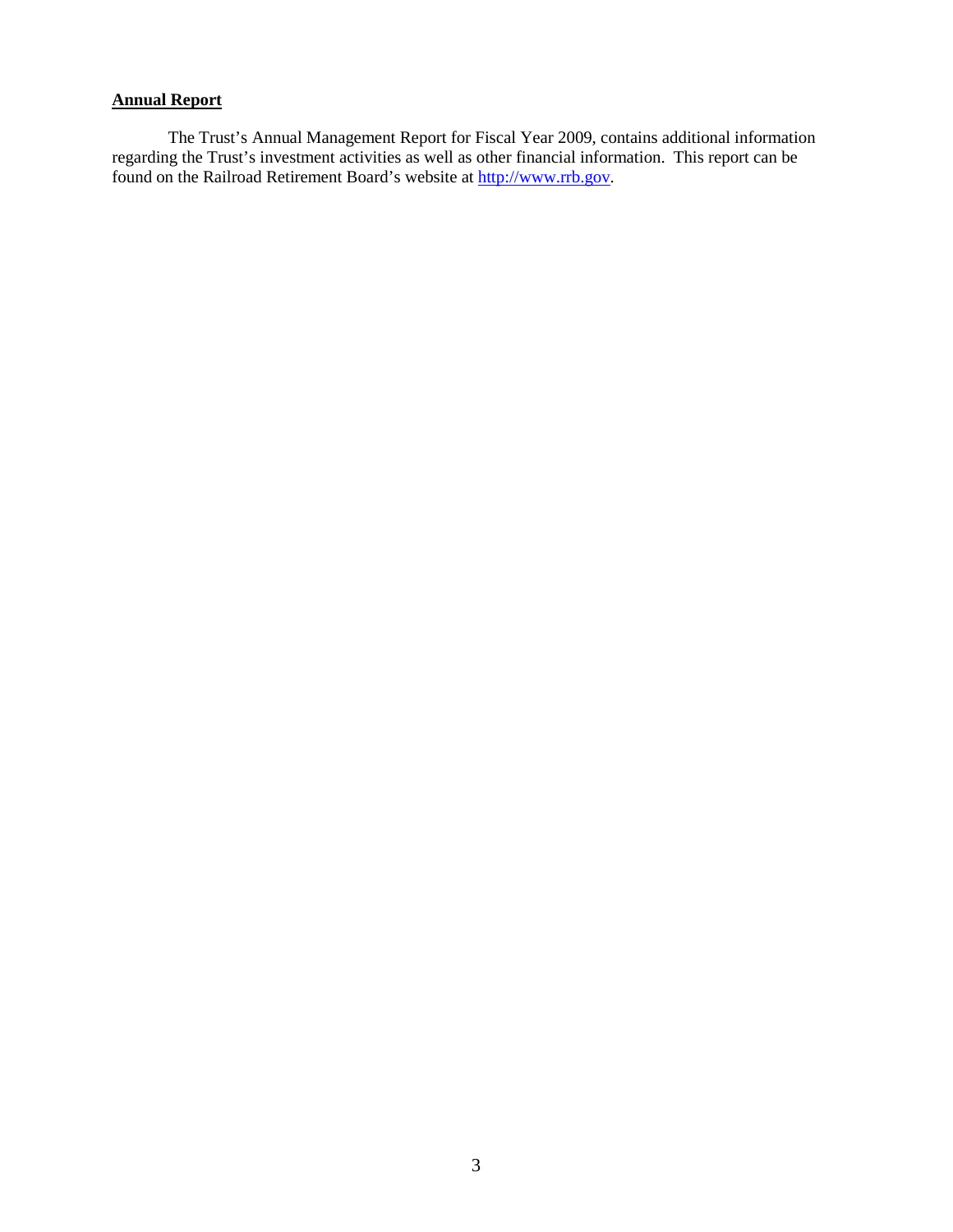**Annual Report**

The Trust's Annual Management Report for Fiscal Year 2009, contains additional information regarding the Trust's investment activities as well as other financial information. This report can be found on the Railroad Retirement Board's website at http://www.rrb.gov.